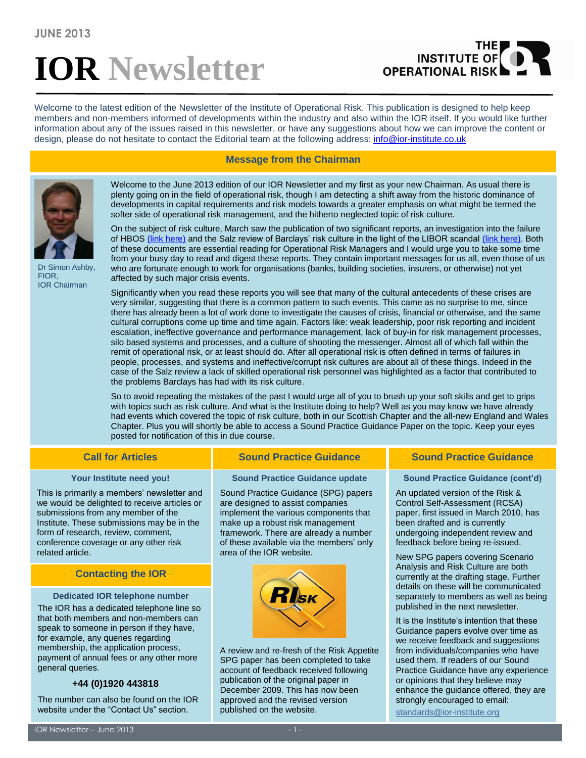JUNE 2013

# IOR Newsletter

THE INSTITUTE OF OPERATIONAL RISK

Welcome to the latest edition of the Newsletter of the Institute of Operational Risk. This publication is designed to help keep members and non-members informed of developments within the industry and also within the IOR itself. If you would like further information about any of the issues raised in this newsletter, or have any suggestions about how we can improve the content or design, please do not hesitate to contact the Editorial team at the following address: info@ior-institute.co.uk

## Message from the Chairman

Dr Simon Ashby, FIOR, IOR Chairman

Welcome to the June 2013 edition of our IOR Newsletter and my first as your new Chairman. As usual there is plenty going on in the field of operational risk, though I am detecting a shift away from the historic dominance of developments in capital requirements and risk models towards a greater emphasis on what might be termed the softer side of operational risk management, and the hitherto neglected topic of risk culture.

On the subject of risk culture, March saw the publication of two significant reports, an investigation into the failure of HBOS (link here) and the Salz review of Barclays' risk culture in the light of the LIBOR scandal (link here). Both of these documents are essential reading for Operational Risk Managers and I would urge you to take some time from your busy day to read and digest these reports. They contain important messages for us all, even those of us who are fortunate enough to work for organisations (banks, building societies, insurers, or otherwise) not yet affected by such major crisis events.

Significantly when you read these reports you will see that many of the cultural antecedents of these crises are very similar, suggesting that there is a common pattern to such events. This came as no surprise to me, since there has already been a lot of work done to investigate the causes of crisis, financial or otherwise, and the same cultural corruptions come up time and time again. Factors like: weak leadership, poor risk reporting and incident escalation, ineffective governance and performance management, lack of buy-in for risk management processes, silo based systems and processes, and a culture of shooting the messenger. Almost all of which fall within the remit of operational risk, or at least should do. After all operational risk is often defined in terms of failures in people, processes, and systems and ineffective/corrupt risk cultures are about all of these things. Indeed in the case of the Salz review a lack of skilled operational risk personnel was highlighted as a factor that contributed to the problems Barclays has had with its risk culture.

So to avoid repeating the mistakes of the past I would urge all of you to brush up your soft skills and get to grips with topics such as risk culture. And what is the Institute doing to help? Well as you may know we have already had events which covered the topic of risk culture, both in our Scottish Chapter and the all-new England and Wales Chapter. Plus you will shortly be able to access a Sound Practice Guidance Paper on the topic. Keep your eyes posted for notification of this in due course.

## Call for Articles

### Your Institute need you!

This is primarily a members' newsletter and we would be delighted to receive articles or submissions from any member of the Institute. These submissions may be in the form of research, review, comment, conference coverage or any other risk related article.

## Contacting the IOR

### Dedicated IOR telephone number

The IOR has a dedicated telephone line so that both members and non-members can speak to someone in person if they have, for example, any queries regarding membership, the application process, payment of annual fees or any other more general queries.

**+44 (0)1920 443818**

The number can also be found on the IOR website under the "Contact Us" section.

## Sound Practice Guidance

### Sound Practice Guidance update

Sound Practice Guidance (SPG) papers are designed to assist companies implement the various components that make up a robust risk management framework. There are already a number of these available via the members' only area of the IOR website.

A review and re-fresh of the Risk Appetite SPG paper has been completed to take account of feedback received following publication of the original paper in December 2009. This has now been approved and the revised version published on the website.

## Sound Practice Guidance

### Sound Practice Guidance (cont'd)

An updated version of the Risk & Control Self-Assessment (RCSA) paper, first issued in March 2010, has been drafted and is currently undergoing independent review and feedback before being re-issued.

New SPG papers covering Scenario Analysis and Risk Culture are both currently at the drafting stage. Further details on these will be communicated separately to members as well as being published in the next newsletter.

It is the Institute's intention that these Guidance papers evolve over time as we receive feedback and suggestions from individuals/companies who have used them. If readers of our Sound Practice Guidance have any experience or opinions that they believe may enhance the guidance offered, they are strongly encouraged to email: standards@ior-institute.org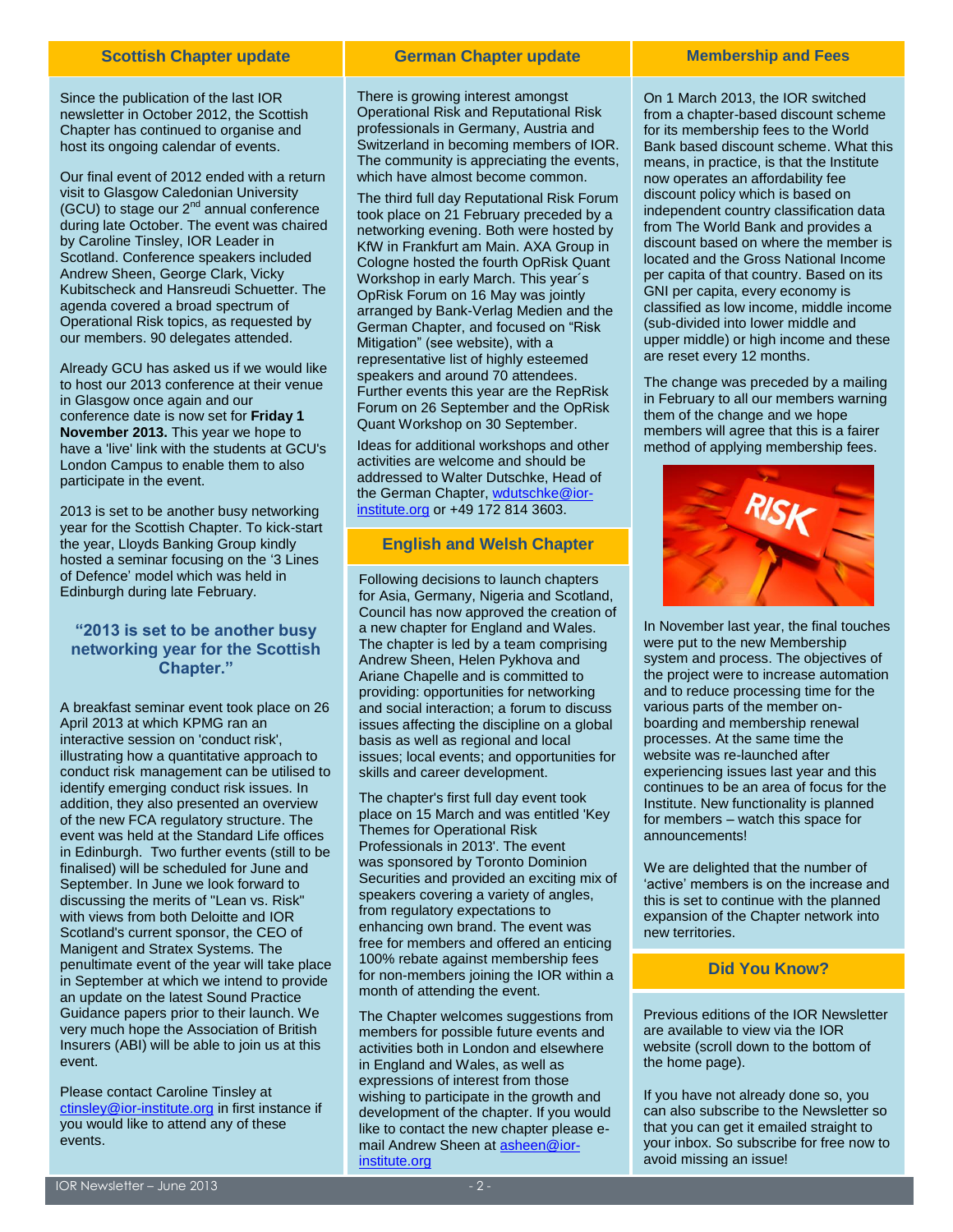## Scottish Chapter update

Since the publication of the last IOR newsletter in October 2012, the Scottish Chapter has continued to organise and host its ongoing calendar of events.

Our final event of 2012 ended with a return visit to Glasgow Caledonian University (GCU) to stage our 2nd annual conference during late October. The event was chaired by Caroline Tinsley, IOR Leader in Scotland. Conference speakers included Andrew Sheen, George Clark, Vicky Kubitscheck and Hansreudi Schuetter. The agenda covered a broad spectrum of Operational Risk topics, as requested by our members. 90 delegates attended.

Already GCU has asked us if we would like to host our 2013 conference at their venue in Glasgow once again and our conference date is now set for **Friday 1 November 2013.** This year we hope to have a 'live' link with the students at GCU's London Campus to enable them to also participate in the event.

2013 is set to be another busy networking year for the Scottish Chapter. To kick-start the year, Lloyds Banking Group kindly hosted a seminar focusing on the '3 Lines of Defence' model which was held in Edinburgh during late February.

**"2013 is set to be another busy networking year for the Scottish Chapter."**

A breakfast seminar event took place on 26 April 2013 at which KPMG ran an interactive session on 'conduct risk', illustrating how a quantitative approach to conduct risk management can be utilised to identify emerging conduct risk issues. In addition, they also presented an overview of the new FCA regulatory structure. The event was held at the Standard Life offices in Edinburgh. Two further events (still to be finalised) will be scheduled for June and September. In June we look forward to discussing the merits of "Lean vs. Risk" with views from both Deloitte and IOR Scotland's current sponsor, the CEO of Manigent and Stratex Systems. The penultimate event of the year will take place in September at which we intend to provide an update on the latest Sound Practice Guidance papers prior to their launch. We very much hope the Association of British Insurers (ABI) will be able to join us at this event.

Please contact Caroline Tinsley at ctinsley@ior-institute.org in first instance if you would like to attend any of these events.

## German Chapter update

There is growing interest amongst Operational Risk and Reputational Risk professionals in Germany, Austria and Switzerland in becoming members of IOR. The community is appreciating the events, which have almost become common.

The third full day Reputational Risk Forum took place on 21 February preceded by a networking evening. Both were hosted by KfW in Frankfurt am Main. AXA Group in Cologne hosted the fourth OpRisk Quant Workshop in early March. This year´s OpRisk Forum on 16 May was jointly arranged by Bank-Verlag Medien and the German Chapter, and focused on "Risk Mitigation" (see website), with a representative list of highly esteemed speakers and around 70 attendees. Further events this year are the RepRisk Forum on 26 September and the OpRisk Quant Workshop on 30 September.

Ideas for additional workshops and other activities are welcome and should be addressed to Walter Dutschke, Head of the German Chapter, wdutschke@ior-institute.org or +49 172 814 3603.

## English and Welsh Chapter

Following decisions to launch chapters for Asia, Germany, Nigeria and Scotland, Council has now approved the creation of a new chapter for England and Wales. The chapter is led by a team comprising Andrew Sheen, Helen Pykhova and Ariane Chapelle and is committed to providing: opportunities for networking and social interaction; a forum to discuss issues affecting the discipline on a global basis as well as regional and local issues; local events; and opportunities for skills and career development.

The chapter's first full day event took place on 15 March and was entitled 'Key Themes for Operational Risk Professionals in 2013'. The event was sponsored by Toronto Dominion Securities and provided an exciting mix of speakers covering a variety of angles, from regulatory expectations to enhancing own brand. The event was free for members and offered an enticing 100% rebate against membership fees for non-members joining the IOR within a month of attending the event.

The Chapter welcomes suggestions from members for possible future events and activities both in London and elsewhere in England and Wales, as well as expressions of interest from those wishing to participate in the growth and development of the chapter. If you would like to contact the new chapter please e-mail Andrew Sheen at asheen@ior-institute.org

## Membership and Fees

On 1 March 2013, the IOR switched from a chapter-based discount scheme for its membership fees to the World Bank based discount scheme. What this means, in practice, is that the Institute now operates an affordability fee discount policy which is based on independent country classification data from The World Bank and provides a discount based on where the member is located and the Gross National Income per capita of that country. Based on its GNI per capita, every economy is classified as low income, middle income (sub-divided into lower middle and upper middle) or high income and these are reset every 12 months.

The change was preceded by a mailing in February to all our members warning them of the change and we hope members will agree that this is a fairer method of applying membership fees.

In November last year, the final touches were put to the new Membership system and process. The objectives of the project were to increase automation and to reduce processing time for the various parts of the member on-boarding and membership renewal processes. At the same time the website was re-launched after experiencing issues last year and this continues to be an area of focus for the Institute. New functionality is planned for members – watch this space for announcements!

We are delighted that the number of 'active' members is on the increase and this is set to continue with the planned expansion of the Chapter network into new territories.

## Did You Know?

Previous editions of the IOR Newsletter are available to view via the IOR website (scroll down to the bottom of the home page).

If you have not already done so, you can also subscribe to the Newsletter so that you can get it emailed straight to your inbox. So subscribe for free now to avoid missing an issue!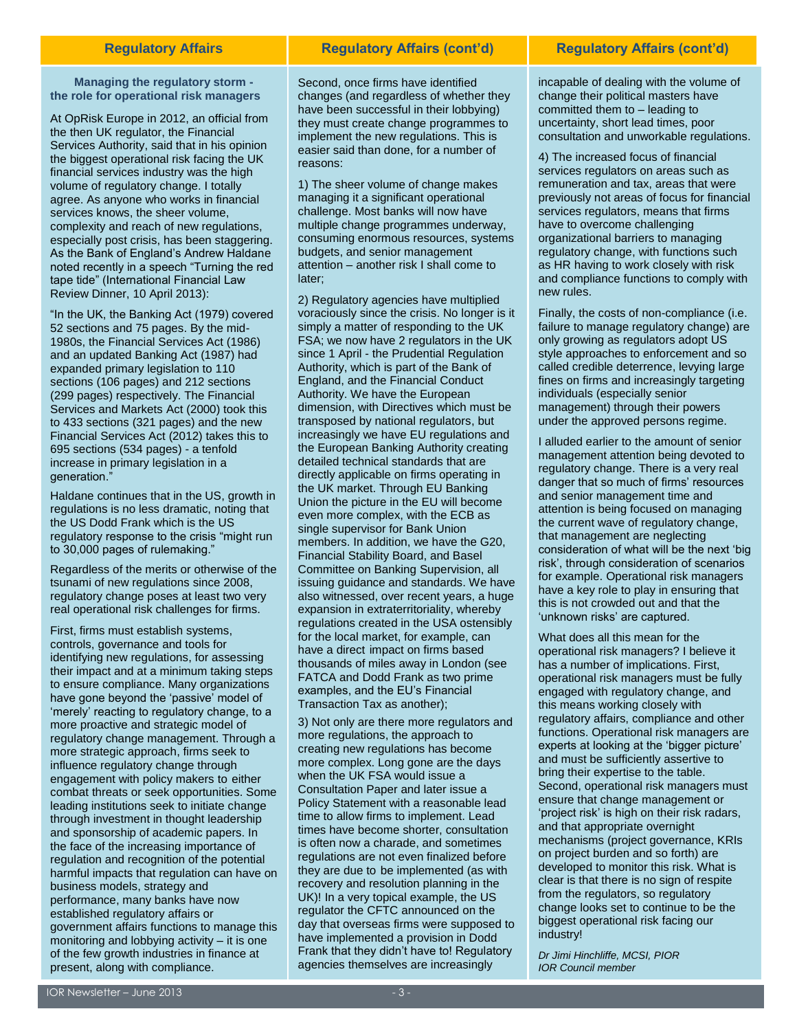## Regulatory Affairs

### Managing the regulatory storm - the role for operational risk managers

At OpRisk Europe in 2012, an official from the then UK regulator, the Financial Services Authority, said that in his opinion the biggest operational risk facing the UK financial services industry was the high volume of regulatory change. I totally agree. As anyone who works in financial services knows, the sheer volume, complexity and reach of new regulations, especially post crisis, has been staggering. As the Bank of England's Andrew Haldane noted recently in a speech "Turning the red tape tide" (International Financial Law Review Dinner, 10 April 2013):

"In the UK, the Banking Act (1979) covered 52 sections and 75 pages. By the mid-1980s, the Financial Services Act (1986) and an updated Banking Act (1987) had expanded primary legislation to 110 sections (106 pages) and 212 sections (299 pages) respectively. The Financial Services and Markets Act (2000) took this to 433 sections (321 pages) and the new Financial Services Act (2012) takes this to 695 sections (534 pages) - a tenfold increase in primary legislation in a generation."

Haldane continues that in the US, growth in regulations is no less dramatic, noting that the US Dodd Frank which is the US regulatory response to the crisis "might run to 30,000 pages of rulemaking."

Regardless of the merits or otherwise of the tsunami of new regulations since 2008, regulatory change poses at least two very real operational risk challenges for firms.

First, firms must establish systems, controls, governance and tools for identifying new regulations, for assessing their impact and at a minimum taking steps to ensure compliance. Many organizations have gone beyond the 'passive' model of 'merely' reacting to regulatory change, to a more proactive and strategic model of regulatory change management. Through a more strategic approach, firms seek to influence regulatory change through engagement with policy makers to either combat threats or seek opportunities. Some leading institutions seek to initiate change through investment in thought leadership and sponsorship of academic papers. In the face of the increasing importance of regulation and recognition of the potential harmful impacts that regulation can have on business models, strategy and performance, many banks have now established regulatory affairs or government affairs functions to manage this monitoring and lobbying activity – it is one of the few growth industries in finance at present, along with compliance.

Second, once firms have identified changes (and regardless of whether they have been successful in their lobbying) they must create change programmes to implement the new regulations. This is easier said than done, for a number of reasons:

1) The sheer volume of change makes managing it a significant operational challenge. Most banks will now have multiple change programmes underway, consuming enormous resources, systems budgets, and senior management attention – another risk I shall come to later;

2) Regulatory agencies have multiplied voraciously since the crisis. No longer is it simply a matter of responding to the UK FSA; we now have 2 regulators in the UK since 1 April - the Prudential Regulation Authority, which is part of the Bank of England, and the Financial Conduct Authority. We have the European dimension, with Directives which must be transposed by national regulators, but increasingly we have EU regulations and the European Banking Authority creating detailed technical standards that are directly applicable on firms operating in the UK market. Through EU Banking Union the picture in the EU will become even more complex, with the ECB as single supervisor for Bank Union members. In addition, we have the G20, Financial Stability Board, and Basel Committee on Banking Supervision, all issuing guidance and standards. We have also witnessed, over recent years, a huge expansion in extraterritoriality, whereby regulations created in the USA ostensibly for the local market, for example, can have a direct impact on firms based thousands of miles away in London (see FATCA and Dodd Frank as two prime examples, and the EU's Financial Transaction Tax as another);

3) Not only are there more regulators and more regulations, the approach to creating new regulations has become more complex. Long gone are the days when the UK FSA would issue a Consultation Paper and later issue a Policy Statement with a reasonable lead time to allow firms to implement. Lead times have become shorter, consultation is often now a charade, and sometimes regulations are not even finalized before they are due to be implemented (as with recovery and resolution planning in the UK)! In a very topical example, the US regulator the CFTC announced on the day that overseas firms were supposed to have implemented a provision in Dodd Frank that they didn't have to! Regulatory agencies themselves are increasingly incapable of dealing with the volume of change their political masters have committed them to – leading to uncertainty, short lead times, poor consultation and unworkable regulations.

4) The increased focus of financial services regulators on areas such as remuneration and tax, areas that were previously not areas of focus for financial services regulators, means that firms have to overcome challenging organizational barriers to managing regulatory change, with functions such as HR having to work closely with risk and compliance functions to comply with new rules.

Finally, the costs of non-compliance (i.e. failure to manage regulatory change) are only growing as regulators adopt US style approaches to enforcement and so called credible deterrence, levying large fines on firms and increasingly targeting individuals (especially senior management) through their powers under the approved persons regime.

I alluded earlier to the amount of senior management attention being devoted to regulatory change. There is a very real danger that so much of firms' resources and senior management time and attention is being focused on managing the current wave of regulatory change, that management are neglecting consideration of what will be the next 'big risk', through consideration of scenarios for example. Operational risk managers have a key role to play in ensuring that this is not crowded out and that the 'unknown risks' are captured.

What does all this mean for the operational risk managers? I believe it has a number of implications. First, operational risk managers must be fully engaged with regulatory change, and this means working closely with regulatory affairs, compliance and other functions. Operational risk managers are experts at looking at the 'bigger picture' and must be sufficiently assertive to bring their expertise to the table. Second, operational risk managers must ensure that change management or 'project risk' is high on their risk radars, and that appropriate overnight mechanisms (project governance, KRIs on project burden and so forth) are developed to monitor this risk. What is clear is that there is no sign of respite from the regulators, so regulatory change looks set to continue to be the biggest operational risk facing our industry!

*Dr Jimi Hinchliffe, MCSI, PIOR*
*IOR Council member*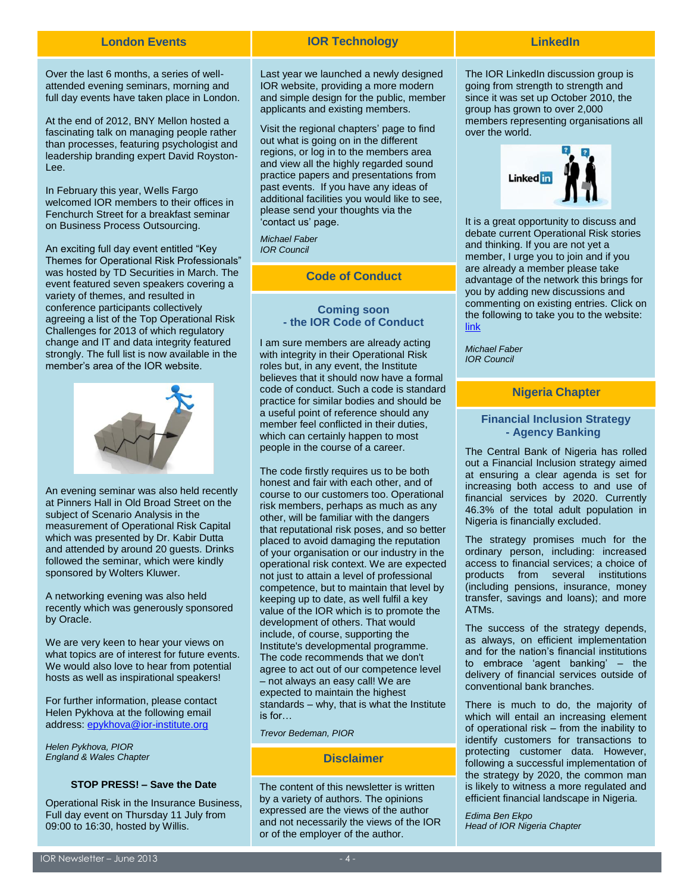## London Events

Over the last 6 months, a series of well-attended evening seminars, morning and full day events have taken place in London.

At the end of 2012, BNY Mellon hosted a fascinating talk on managing people rather than processes, featuring psychologist and leadership branding expert David Royston-Lee.

In February this year, Wells Fargo welcomed IOR members to their offices in Fenchurch Street for a breakfast seminar on Business Process Outsourcing.

An exciting full day event entitled "Key Themes for Operational Risk Professionals" was hosted by TD Securities in March. The event featured seven speakers covering a variety of themes, and resulted in conference participants collectively agreeing a list of the Top Operational Risk Challenges for 2013 of which regulatory change and IT and data integrity featured strongly. The full list is now available in the member's area of the IOR website.

An evening seminar was also held recently at Pinners Hall in Old Broad Street on the subject of Scenario Analysis in the measurement of Operational Risk Capital which was presented by Dr. Kabir Dutta and attended by around 20 guests. Drinks followed the seminar, which were kindly sponsored by Wolters Kluwer.

A networking evening was also held recently which was generously sponsored by Oracle.

We are very keen to hear your views on what topics are of interest for future events. We would also love to hear from potential hosts as well as inspirational speakers!

For further information, please contact Helen Pykhova at the following email address: epykhova@ior-institute.org

*Helen Pykhova, PIOR*
*England & Wales Chapter*

**STOP PRESS! – Save the Date**

Operational Risk in the Insurance Business, Full day event on Thursday 11 July from 09:00 to 16:30, hosted by Willis.

## IOR Technology

Last year we launched a newly designed IOR website, providing a more modern and simple design for the public, member applicants and existing members.

Visit the regional chapters' page to find out what is going on in the different regions, or log in to the members area and view all the highly regarded sound practice papers and presentations from past events. If you have any ideas of additional facilities you would like to see, please send your thoughts via the 'contact us' page.

*Michael Faber*
*IOR Council*

## Code of Conduct

### Coming soon - the IOR Code of Conduct

I am sure members are already acting with integrity in their Operational Risk roles but, in any event, the Institute believes that it should now have a formal code of conduct. Such a code is standard practice for similar bodies and should be a useful point of reference should any member feel conflicted in their duties, which can certainly happen to most people in the course of a career.

The code firstly requires us to be both honest and fair with each other, and of course to our customers too. Operational risk members, perhaps as much as any other, will be familiar with the dangers that reputational risk poses, and so better placed to avoid damaging the reputation of your organisation or our industry in the operational risk context. We are expected not just to attain a level of professional competence, but to maintain that level by keeping up to date, as well fulfil a key value of the IOR which is to promote the development of others. That would include, of course, supporting the Institute's developmental programme. The code recommends that we don't agree to act out of our competence level – not always an easy call! We are expected to maintain the highest standards – why, that is what the Institute is for…

*Trevor Bedeman, PIOR*

## Disclaimer

The content of this newsletter is written by a variety of authors. The opinions expressed are the views of the author and not necessarily the views of the IOR or of the employer of the author.

## LinkedIn

The IOR LinkedIn discussion group is going from strength to strength and since it was set up October 2010, the group has grown to over 2,000 members representing organisations all over the world.

It is a great opportunity to discuss and debate current Operational Risk stories and thinking. If you are not yet a member, I urge you to join and if you are already a member please take advantage of the network this brings for you by adding new discussions and commenting on existing entries. Click on the following to take you to the website: link

*Michael Faber*
*IOR Council*

## Nigeria Chapter

### Financial Inclusion Strategy - Agency Banking

The Central Bank of Nigeria has rolled out a Financial Inclusion strategy aimed at ensuring a clear agenda is set for increasing both access to and use of financial services by 2020. Currently 46.3% of the total adult population in Nigeria is financially excluded.

The strategy promises much for the ordinary person, including: increased access to financial services; a choice of products from several institutions (including pensions, insurance, money transfer, savings and loans); and more ATMs.

The success of the strategy depends, as always, on efficient implementation and for the nation's financial institutions to embrace 'agent banking' – the delivery of financial services outside of conventional bank branches.

There is much to do, the majority of which will entail an increasing element of operational risk – from the inability to identify customers for transactions to protecting customer data. However, following a successful implementation of the strategy by 2020, the common man is likely to witness a more regulated and efficient financial landscape in Nigeria.

*Edima Ben Ekpo*
*Head of IOR Nigeria Chapter*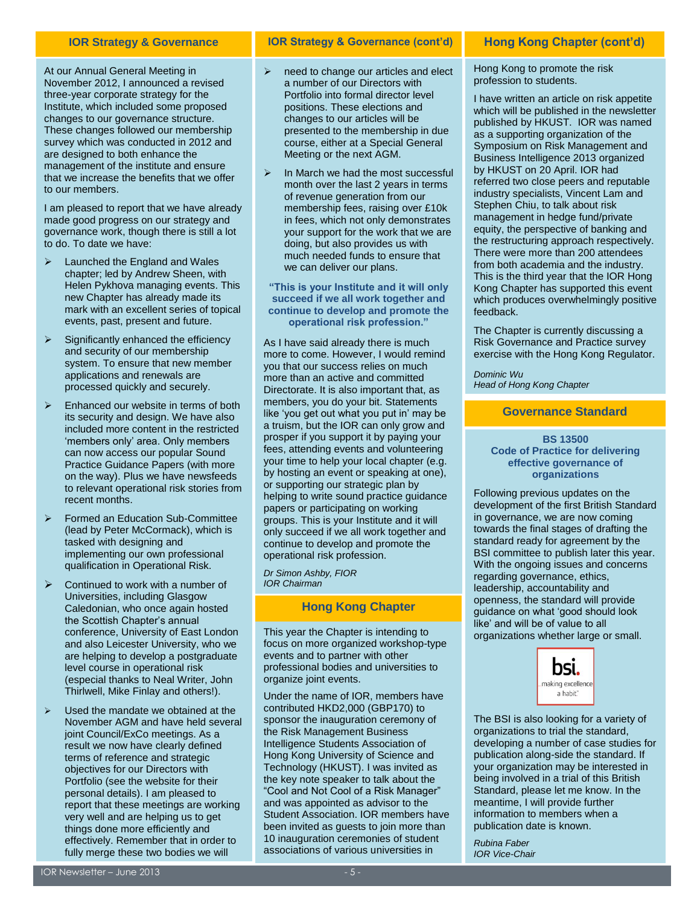## IOR Strategy & Governance

At our Annual General Meeting in November 2012, I announced a revised three-year corporate strategy for the Institute, which included some proposed changes to our governance structure. These changes followed our membership survey which was conducted in 2012 and are designed to both enhance the management of the institute and ensure that we increase the benefits that we offer to our members.

I am pleased to report that we have already made good progress on our strategy and governance work, though there is still a lot to do. To date we have:

- Launched the England and Wales chapter; led by Andrew Sheen, with Helen Pykhova managing events. This new Chapter has already made its mark with an excellent series of topical events, past, present and future.
- Significantly enhanced the efficiency and security of our membership system. To ensure that new member applications and renewals are processed quickly and securely.
- Enhanced our website in terms of both its security and design. We have also included more content in the restricted 'members only' area. Only members can now access our popular Sound Practice Guidance Papers (with more on the way). Plus we have newsfeeds to relevant operational risk stories from recent months.
- Formed an Education Sub-Committee (lead by Peter McCormack), which is tasked with designing and implementing our own professional qualification in Operational Risk.
- Continued to work with a number of Universities, including Glasgow Caledonian, who once again hosted the Scottish Chapter's annual conference, University of East London and also Leicester University, who we are helping to develop a postgraduate level course in operational risk (especial thanks to Neal Writer, John Thirlwell, Mike Finlay and others!).
- Used the mandate we obtained at the November AGM and have held several joint Council/ExCo meetings. As a result we now have clearly defined terms of reference and strategic objectives for our Directors with Portfolio (see the website for their personal details). I am pleased to report that these meetings are working very well and are helping us to get things done more efficiently and effectively. Remember that in order to fully merge these two bodies we will need to change our articles and elect a number of our Directors with Portfolio into formal director level positions. These elections and changes to our articles will be presented to the membership in due course, either at a Special General Meeting or the next AGM.
- In March we had the most successful month over the last 2 years in terms of revenue generation from our membership fees, raising over £10k in fees, which not only demonstrates your support for the work that we are doing, but also provides us with much needed funds to ensure that we can deliver our plans.

**"This is your Institute and it will only succeed if we all work together and continue to develop and promote the operational risk profession."**

As I have said already there is much more to come. However, I would remind you that our success relies on much more than an active and committed Directorate. It is also important that, as members, you do your bit. Statements like 'you get out what you put in' may be a truism, but the IOR can only grow and prosper if you support it by paying your fees, attending events and volunteering your time to help your local chapter (e.g. by hosting an event or speaking at one), or supporting our strategic plan by helping to write sound practice guidance papers or participating on working groups. This is your Institute and it will only succeed if we all work together and continue to develop and promote the operational risk profession.

*Dr Simon Ashby, FIOR*
*IOR Chairman*

## Hong Kong Chapter

This year the Chapter is intending to focus on more organized workshop-type events and to partner with other professional bodies and universities to organize joint events.

Under the name of IOR, members have contributed HKD2,000 (GBP170) to sponsor the inauguration ceremony of the Risk Management Business Intelligence Students Association of Hong Kong University of Science and Technology (HKUST). I was invited as the key note speaker to talk about the "Cool and Not Cool of a Risk Manager" and was appointed as advisor to the Student Association. IOR members have been invited as guests to join more than 10 inauguration ceremonies of student associations of various universities in Hong Kong to promote the risk profession to students.

I have written an article on risk appetite which will be published in the newsletter published by HKUST. IOR was named as a supporting organization of the Symposium on Risk Management and Business Intelligence 2013 organized by HKUST on 20 April. IOR had referred two close peers and reputable industry specialists, Vincent Lam and Stephen Chiu, to talk about risk management in hedge fund/private equity, the perspective of banking and the restructuring approach respectively. There were more than 200 attendees from both academia and the industry. This is the third year that the IOR Hong Kong Chapter has supported this event which produces overwhelmingly positive feedback.

The Chapter is currently discussing a Risk Governance and Practice survey exercise with the Hong Kong Regulator.

*Dominic Wu*
*Head of Hong Kong Chapter*

## Governance Standard

**BS 13500**
**Code of Practice for delivering effective governance of organizations**

Following previous updates on the development of the first British Standard in governance, we are now coming towards the final stages of drafting the standard ready for agreement by the BSI committee to publish later this year. With the ongoing issues and concerns regarding governance, ethics, leadership, accountability and openness, the standard will provide guidance on what 'good should look like' and will be of value to all organizations whether large or small.

bsi.
making excellence a habit.™

The BSI is also looking for a variety of organizations to trial the standard, developing a number of case studies for publication along-side the standard. If your organization may be interested in being involved in a trial of this British Standard, please let me know. In the meantime, I will provide further information to members when a publication date is known.

*Rubina Faber*
*IOR Vice-Chair*